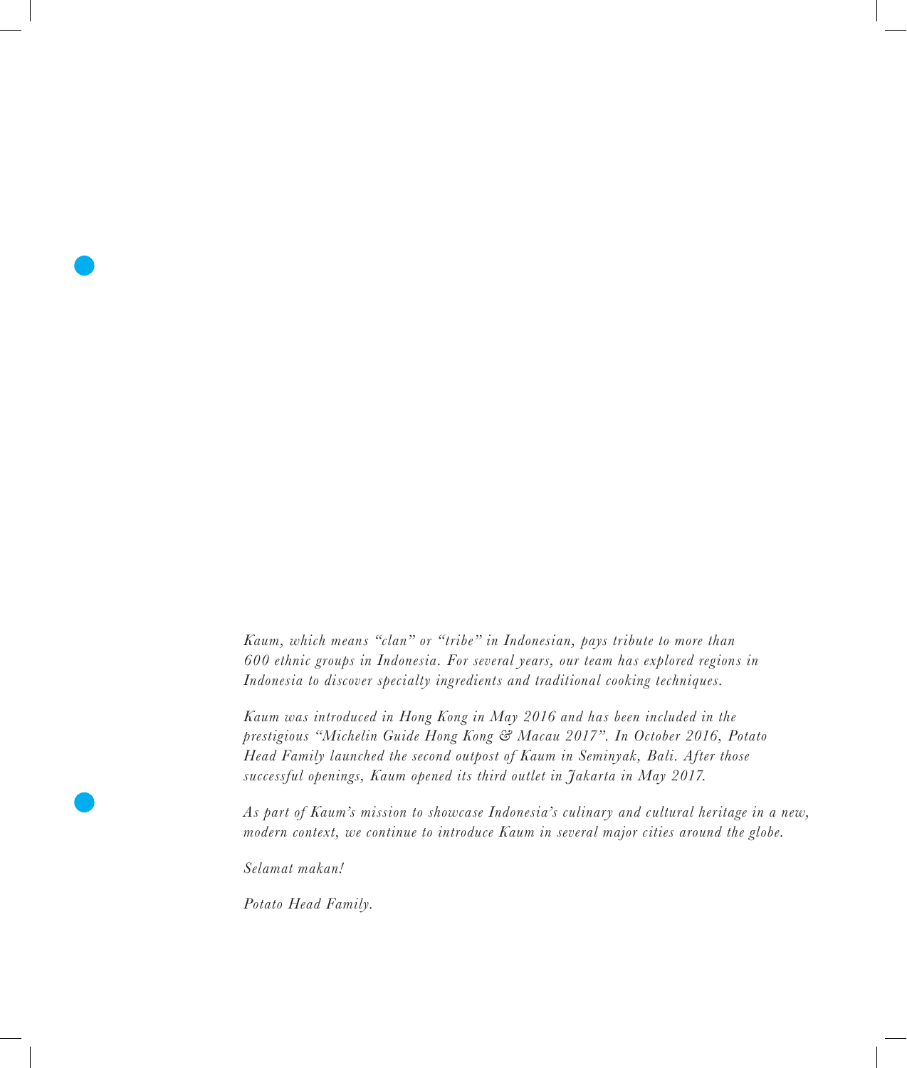*Kaum, which means "clan" or "tribe" in Indonesian, pays tribute to more than 600 ethnic groups in Indonesia. For several years, our team has explored regions in Indonesia to discover specialty ingredients and traditional cooking techniques.*

*Kaum was introduced in Hong Kong in May 2016 and has been included in the prestigious "Michelin Guide Hong Kong & Macau 2017". In October 2016, Potato Head Family launched the second outpost of Kaum in Seminyak, Bali. After those successful openings, Kaum opened its third outlet in Jakarta in May 2017.*

*As part of Kaum's mission to showcase Indonesia's culinary and cultural heritage in a new, modern context, we continue to introduce Kaum in several major cities around the globe.*

*Selamat makan!*

*Potato Head Family.*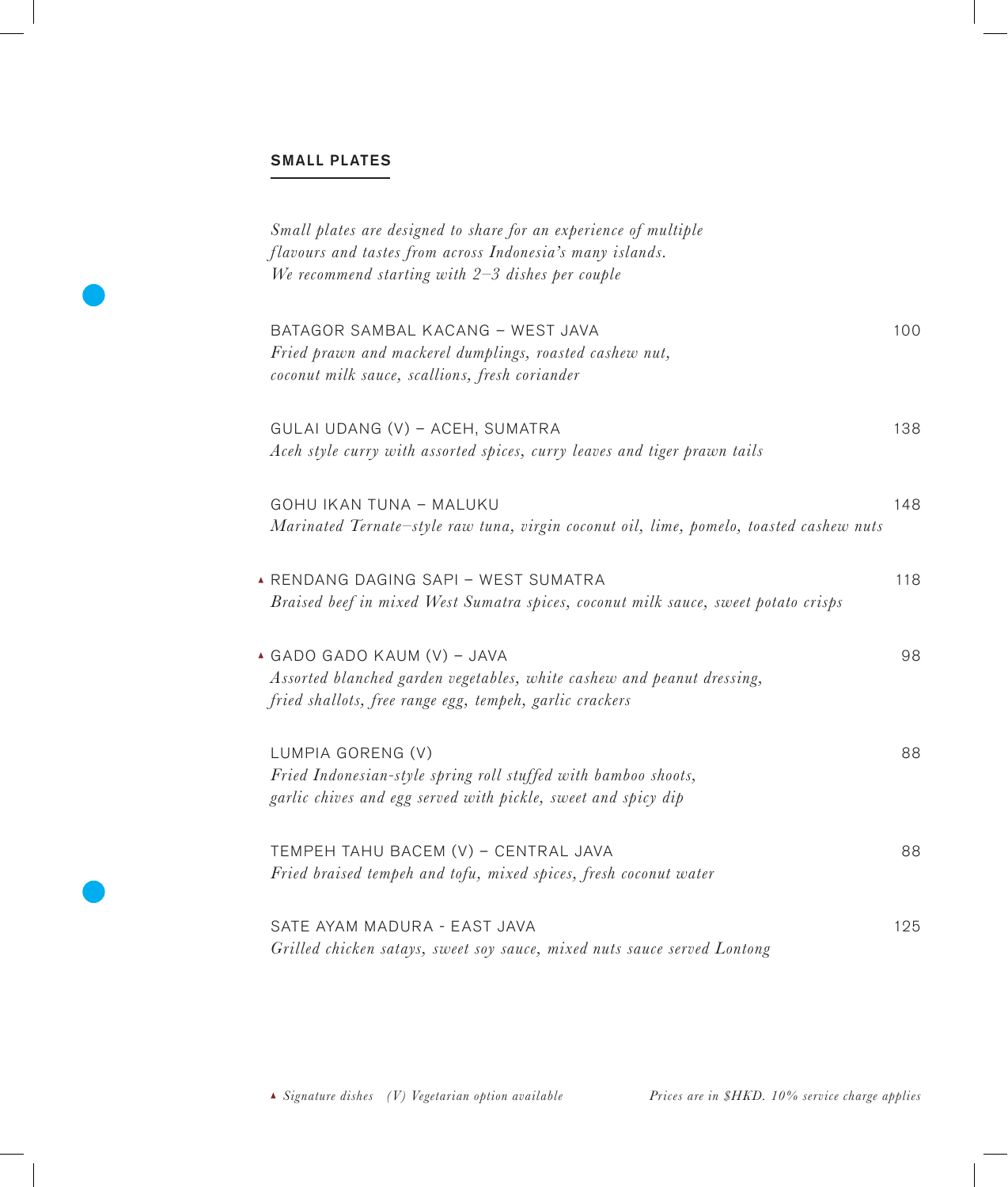## SMALL PLATES

*Small plates are designed to share for an experience of multiple flavours and tastes from across Indonesia's many islands. We recommend starting with 2–3 dishes per couple*

BATAGOR SAMBAL KACANG – WEST JAVA — 100
*Fried prawn and mackerel dumplings, roasted cashew nut, coconut milk sauce, scallions, fresh coriander*

GULAI UDANG (V) – ACEH, SUMATRA — 138
*Aceh style curry with assorted spices, curry leaves and tiger prawn tails*

GOHU IKAN TUNA – MALUKU — 148
*Marinated Ternate–style raw tuna, virgin coconut oil, lime, pomelo, toasted cashew nuts*

▲ RENDANG DAGING SAPI – WEST SUMATRA — 118
*Braised beef in mixed West Sumatra spices, coconut milk sauce, sweet potato crisps*

▲ GADO GADO KAUM (V) – JAVA — 98
*Assorted blanched garden vegetables, white cashew and peanut dressing, fried shallots, free range egg, tempeh, garlic crackers*

LUMPIA GORENG (V) — 88
*Fried Indonesian-style spring roll stuffed with bamboo shoots, garlic chives and egg served with pickle, sweet and spicy dip*

TEMPEH TAHU BACEM (V) – CENTRAL JAVA — 88
*Fried braised tempeh and tofu, mixed spices, fresh coconut water*

SATE AYAM MADURA - EAST JAVA — 125
*Grilled chicken satays, sweet soy sauce, mixed nuts sauce served Lontong*

*▲ Signature dishes (V) Vegetarian option available*

*Prices are in $HKD. 10% service charge applies*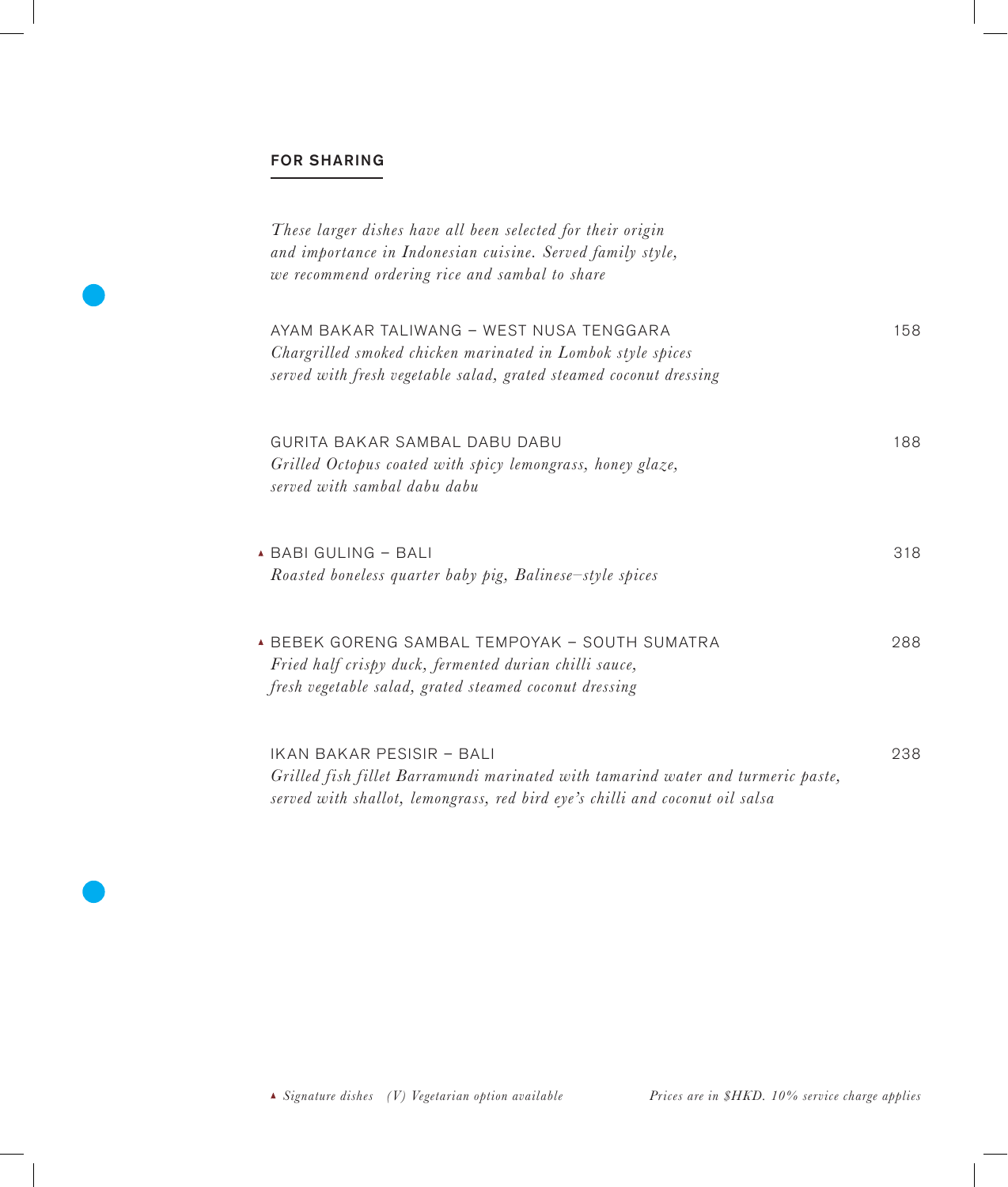## FOR SHARING

*These larger dishes have all been selected for their origin and importance in Indonesian cuisine. Served family style, we recommend ordering rice and sambal to share*

AYAM BAKAR TALIWANG – WEST NUSA TENGGARA — 158
*Chargrilled smoked chicken marinated in Lombok style spices served with fresh vegetable salad, grated steamed coconut dressing*

GURITA BAKAR SAMBAL DABU DABU — 188
*Grilled Octopus coated with spicy lemongrass, honey glaze, served with sambal dabu dabu*

▲ BABI GULING – BALI — 318
*Roasted boneless quarter baby pig, Balinese–style spices*

▲ BEBEK GORENG SAMBAL TEMPOYAK – SOUTH SUMATRA — 288
*Fried half crispy duck, fermented durian chilli sauce, fresh vegetable salad, grated steamed coconut dressing*

IKAN BAKAR PESISIR – BALI — 238
*Grilled fish fillet Barramundi marinated with tamarind water and turmeric paste, served with shallot, lemongrass, red bird eye's chilli and coconut oil salsa*

▲ *Signature dishes* *(V) Vegetarian option available*

*Prices are in $HKD. 10% service charge applies*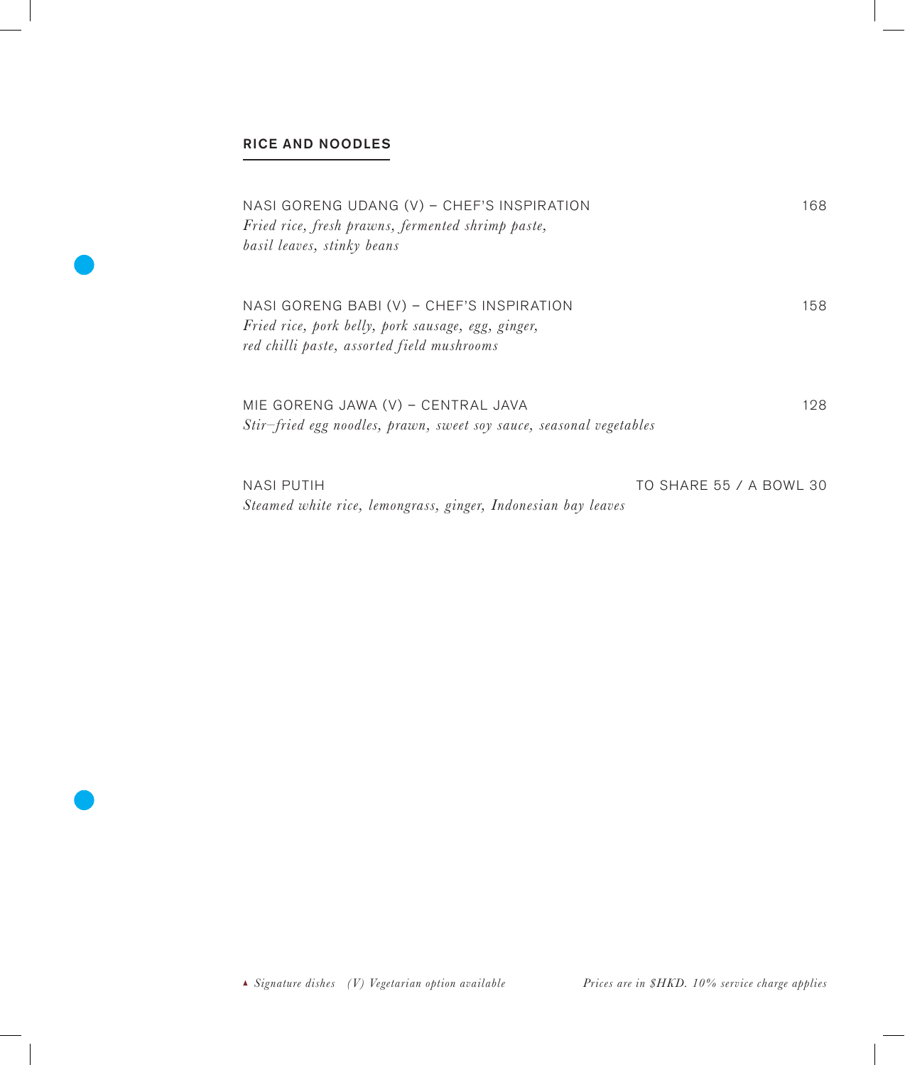## RICE AND NOODLES

NASI GORENG UDANG (V) – CHEF'S INSPIRATION 168
*Fried rice, fresh prawns, fermented shrimp paste, basil leaves, stinky beans*

NASI GORENG BABI (V) – CHEF'S INSPIRATION 158
*Fried rice, pork belly, pork sausage, egg, ginger, red chilli paste, assorted field mushrooms*

MIE GORENG JAWA (V) – CENTRAL JAVA 128
*Stir–fried egg noodles, prawn, sweet soy sauce, seasonal vegetables*

NASI PUTIH TO SHARE 55 / A BOWL 30
*Steamed white rice, lemongrass, ginger, Indonesian bay leaves*

▲ *Signature dishes* *(V) Vegetarian option available* *Prices are in $HKD. 10% service charge applies*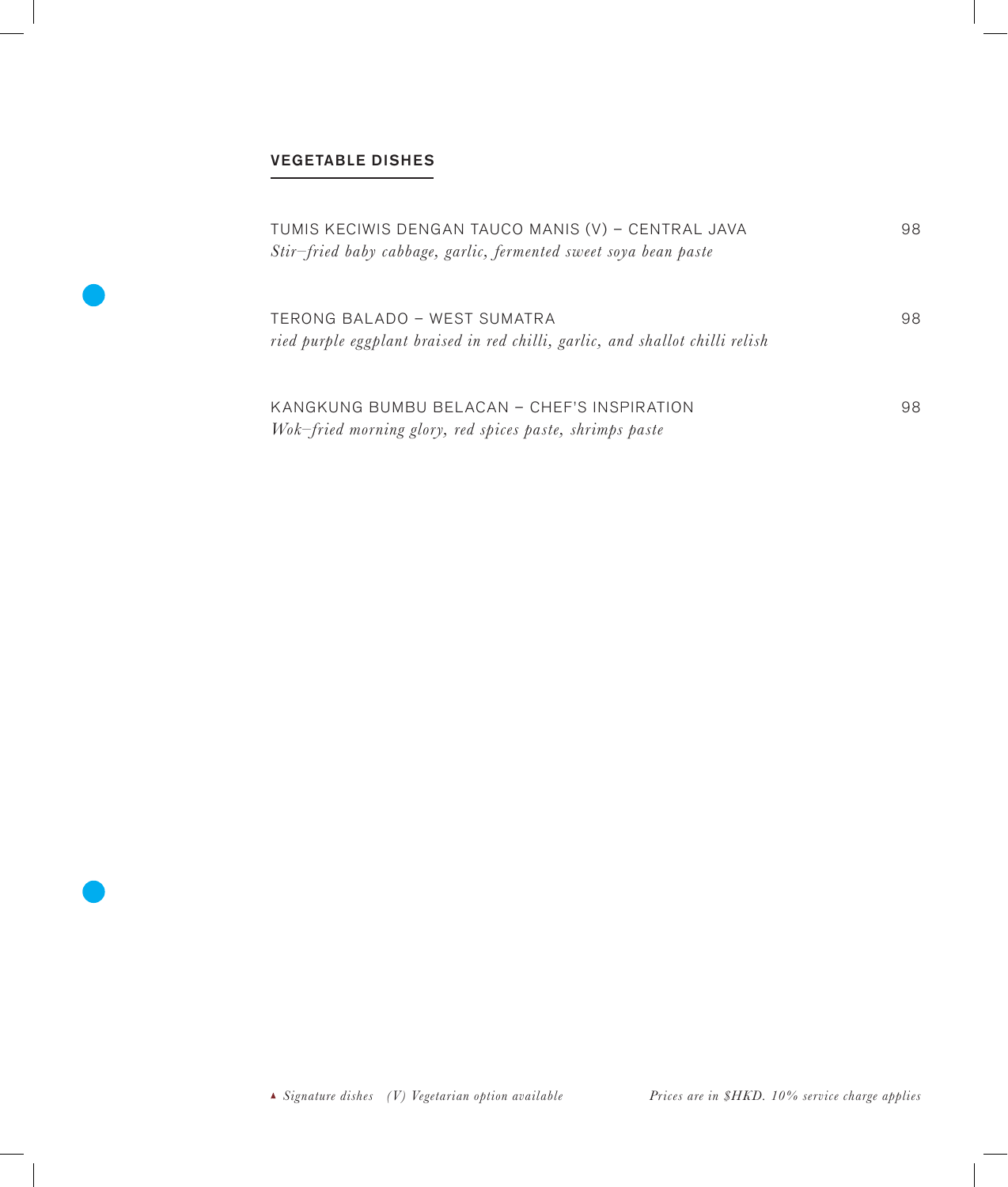## VEGETABLE DISHES

TUMIS KECIWIS DENGAN TAUCO MANIS (V) – CENTRAL JAVA 98
*Stir–fried baby cabbage, garlic, fermented sweet soya bean paste*

TERONG BALADO – WEST SUMATRA 98
*ried purple eggplant braised in red chilli, garlic, and shallot chilli relish*

KANGKUNG BUMBU BELACAN – CHEF'S INSPIRATION 98
*Wok–fried morning glory, red spices paste, shrimps paste*

▲ *Signature dishes* *(V) Vegetarian option available* *Prices are in $HKD. 10% service charge applies*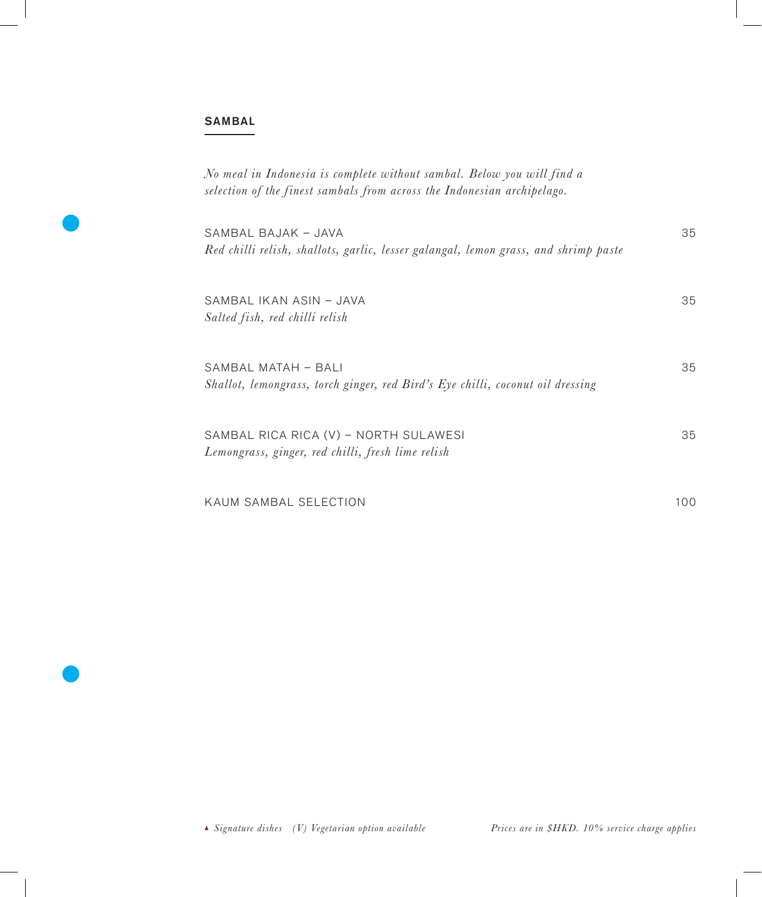## SAMBAL

*No meal in Indonesia is complete without sambal. Below you will find a selection of the finest sambals from across the Indonesian archipelago.*

SAMBAL BAJAK – JAVA — 35
*Red chilli relish, shallots, garlic, lesser galangal, lemon grass, and shrimp paste*

SAMBAL IKAN ASIN – JAVA — 35
*Salted fish, red chilli relish*

SAMBAL MATAH – BALI — 35
*Shallot, lemongrass, torch ginger, red Bird's Eye chilli, coconut oil dressing*

SAMBAL RICA RICA (V) – NORTH SULAWESI — 35
*Lemongrass, ginger, red chilli, fresh lime relish*

KAUM SAMBAL SELECTION — 100

*▲ Signature dishes (V) Vegetarian option available*

*Prices are in $HKD. 10% service charge applies*